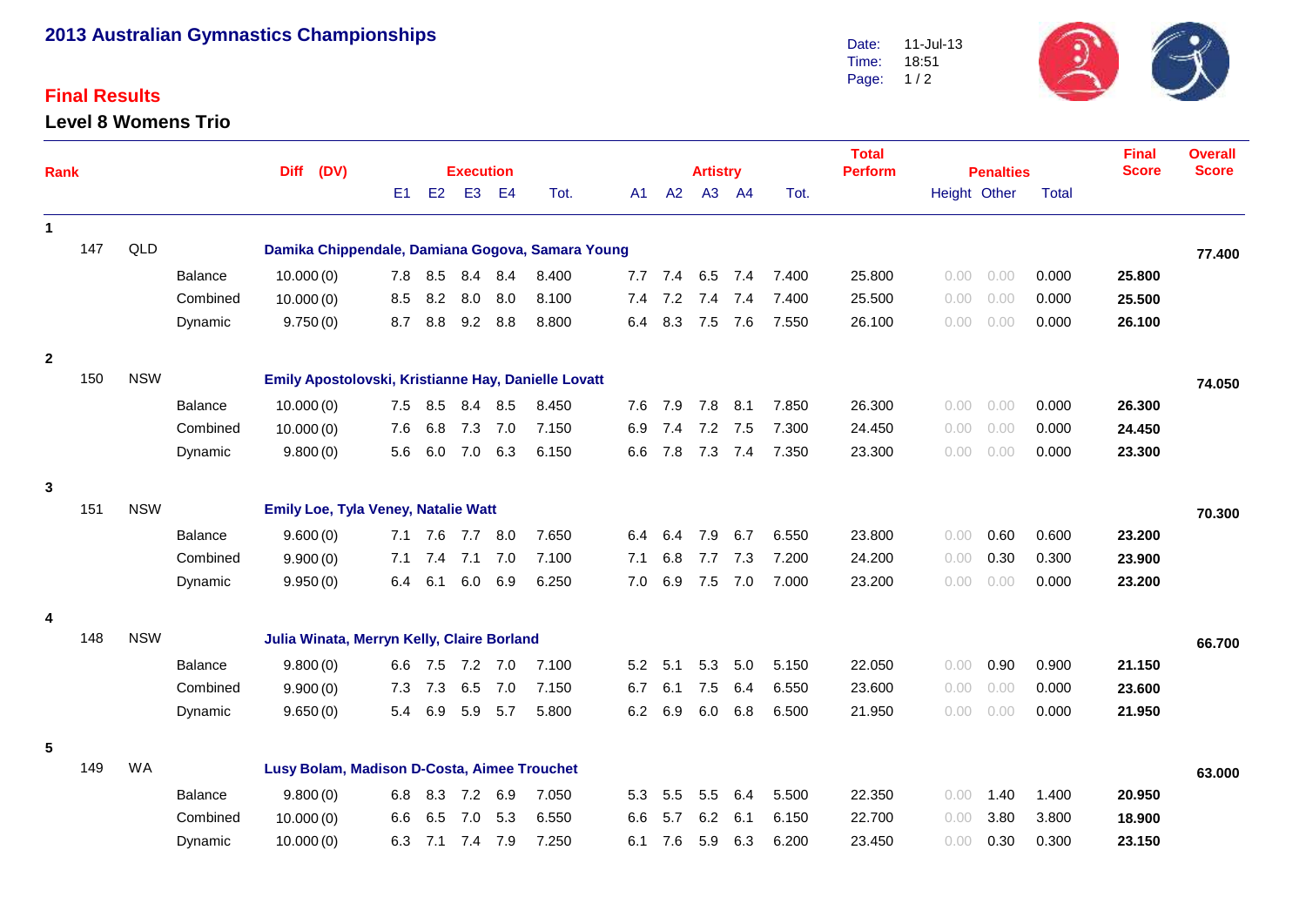# 2013 Australian Gymnastics Championships

Date: 11-Jul-13
Time: 18:51

## Final Results

### Level 8 Womens Trio

| Rank | | | | Diff (DV) | E1 | E2 | E3 | E4 | Execution Tot. | A1 | A2 | A3 | A4 | Artistry Tot. | Total Perform | Penalties Height | Penalties Other | Penalties Total | Final Score | Overall Score |
|---|---|---|---|---|---|---|---|---|---|---|---|---|---|---|---|---|---|---|---|---|
| 1 | | | | | | | | | | | | | | | | | | | | |
| | 147 | QLD | **Damika Chippendale, Damiana Gogova, Samara Young** | | | | | | | | | | | | | | | | | **77.400** |
| | | | Balance | 10.000 (0) | 7.8 | 8.5 | 8.4 | 8.4 | 8.400 | 7.7 | 7.4 | 6.5 | 7.4 | 7.400 | 25.800 | 0.00 | 0.00 | 0.000 | **25.800** | |
| | | | Combined | 10.000 (0) | 8.5 | 8.2 | 8.0 | 8.0 | 8.100 | 7.4 | 7.2 | 7.4 | 7.4 | 7.400 | 25.500 | 0.00 | 0.00 | 0.000 | **25.500** | |
| | | | Dynamic | 9.750 (0) | 8.7 | 8.8 | 9.2 | 8.8 | 8.800 | 6.4 | 8.3 | 7.5 | 7.6 | 7.550 | 26.100 | 0.00 | 0.00 | 0.000 | **26.100** | |
| 2 | | | | | | | | | | | | | | | | | | | | |
| | 150 | NSW | **Emily Apostolovski, Kristianne Hay, Danielle Lovatt** | | | | | | | | | | | | | | | | | **74.050** |
| | | | Balance | 10.000 (0) | 7.5 | 8.5 | 8.4 | 8.5 | 8.450 | 7.6 | 7.9 | 7.8 | 8.1 | 7.850 | 26.300 | 0.00 | 0.00 | 0.000 | **26.300** | |
| | | | Combined | 10.000 (0) | 7.6 | 6.8 | 7.3 | 7.0 | 7.150 | 6.9 | 7.4 | 7.2 | 7.5 | 7.300 | 24.450 | 0.00 | 0.00 | 0.000 | **24.450** | |
| | | | Dynamic | 9.800 (0) | 5.6 | 6.0 | 7.0 | 6.3 | 6.150 | 6.6 | 7.8 | 7.3 | 7.4 | 7.350 | 23.300 | 0.00 | 0.00 | 0.000 | **23.300** | |
| 3 | | | | | | | | | | | | | | | | | | | | |
| | 151 | NSW | **Emily Loe, Tyla Veney, Natalie Watt** | | | | | | | | | | | | | | | | | **70.300** |
| | | | Balance | 9.600 (0) | 7.1 | 7.6 | 7.7 | 8.0 | 7.650 | 6.4 | 6.4 | 7.9 | 6.7 | 6.550 | 23.800 | 0.00 | 0.60 | 0.600 | **23.200** | |
| | | | Combined | 9.900 (0) | 7.1 | 7.4 | 7.1 | 7.0 | 7.100 | 7.1 | 6.8 | 7.7 | 7.3 | 7.200 | 24.200 | 0.00 | 0.30 | 0.300 | **23.900** | |
| | | | Dynamic | 9.950 (0) | 6.4 | 6.1 | 6.0 | 6.9 | 6.250 | 7.0 | 6.9 | 7.5 | 7.0 | 7.000 | 23.200 | 0.00 | 0.00 | 0.000 | **23.200** | |
| 4 | | | | | | | | | | | | | | | | | | | | |
| | 148 | NSW | **Julia Winata, Merryn Kelly, Claire Borland** | | | | | | | | | | | | | | | | | **66.700** |
| | | | Balance | 9.800 (0) | 6.6 | 7.5 | 7.2 | 7.0 | 7.100 | 5.2 | 5.1 | 5.3 | 5.0 | 5.150 | 22.050 | 0.00 | 0.90 | 0.900 | **21.150** | |
| | | | Combined | 9.900 (0) | 7.3 | 7.3 | 6.5 | 7.0 | 7.150 | 6.7 | 6.1 | 7.5 | 6.4 | 6.550 | 23.600 | 0.00 | 0.00 | 0.000 | **23.600** | |
| | | | Dynamic | 9.650 (0) | 5.4 | 6.9 | 5.9 | 5.7 | 5.800 | 6.2 | 6.9 | 6.0 | 6.8 | 6.500 | 21.950 | 0.00 | 0.00 | 0.000 | **21.950** | |
| 5 | | | | | | | | | | | | | | | | | | | | |
| | 149 | WA | **Lusy Bolam, Madison D-Costa, Aimee Trouchet** | | | | | | | | | | | | | | | | | **63.000** |
| | | | Balance | 9.800 (0) | 6.8 | 8.3 | 7.2 | 6.9 | 7.050 | 5.3 | 5.5 | 5.5 | 6.4 | 5.500 | 22.350 | 0.00 | 1.40 | 1.400 | **20.950** | |
| | | | Combined | 10.000 (0) | 6.6 | 6.5 | 7.0 | 5.3 | 6.550 | 6.6 | 5.7 | 6.2 | 6.1 | 6.150 | 22.700 | 0.00 | 3.80 | 3.800 | **18.900** | |
| | | | Dynamic | 10.000 (0) | 6.3 | 7.1 | 7.4 | 7.9 | 7.250 | 6.1 | 7.6 | 5.9 | 6.3 | 6.200 | 23.450 | 0.00 | 0.30 | 0.300 | **23.150** | |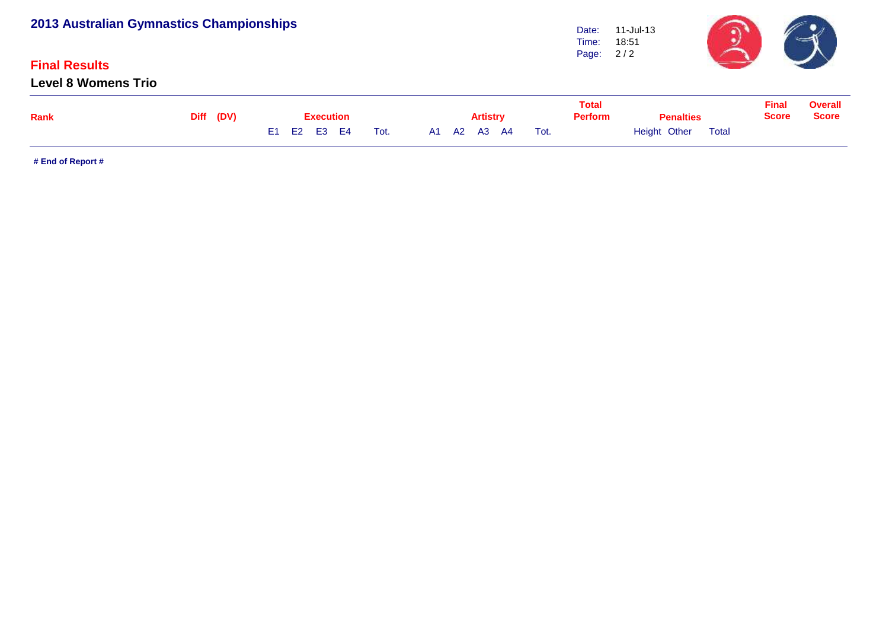# 2013 Australian Gymnastics Championships

## Final Results

### Level 8 Womens Trio

| Rank | Diff | (DV) | Execution | | | | | Artistry | | | | | Total Perform | Penalties | | | Final Score | Overall Score |
|---|---|---|---|---|---|---|---|---|---|---|---|---|---|---|---|---|---|---|
| | | | E1 | E2 | E3 | E4 | Tot. | A1 | A2 | A3 | A4 | Tot. | | Height | Other | Total | | |

**# End of Report #**